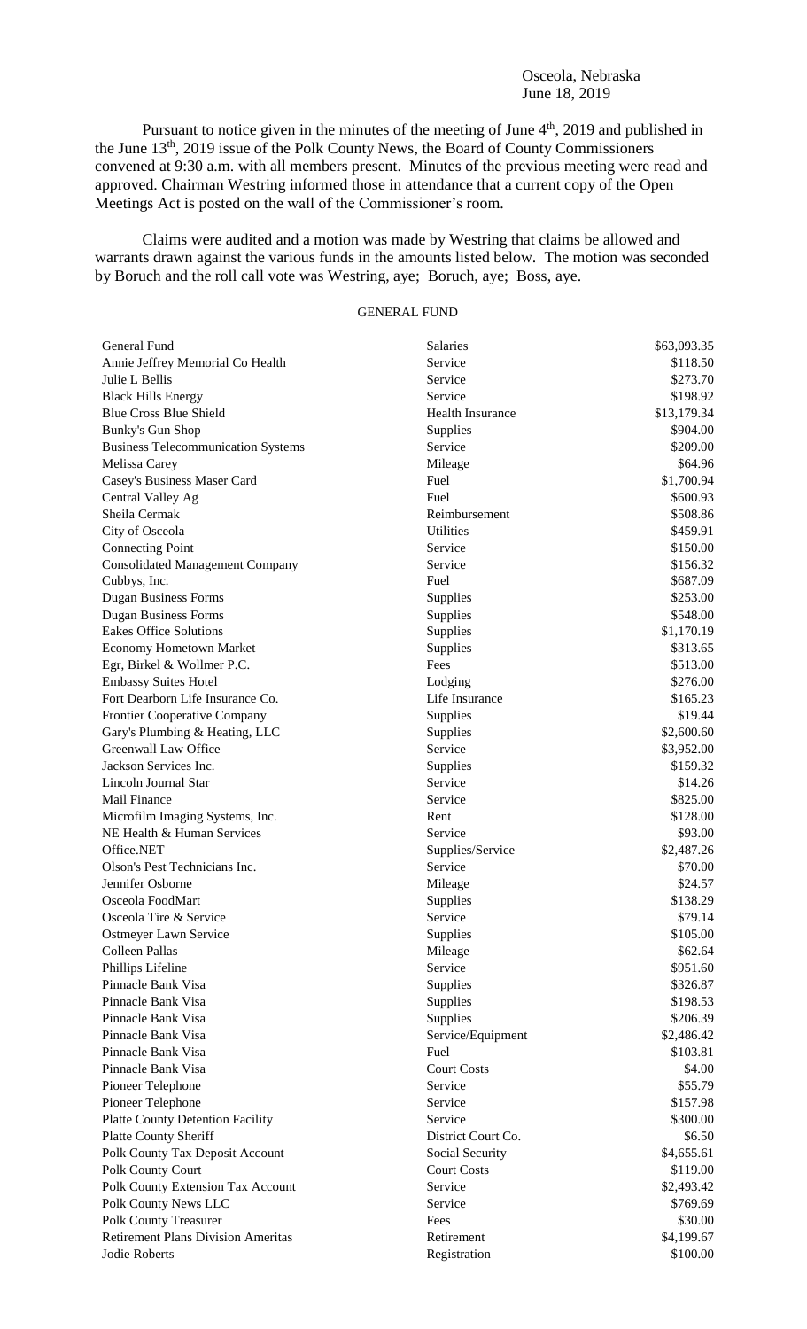Osceola, Nebraska
June 18, 2019

Pursuant to notice given in the minutes of the meeting of June 4th, 2019 and published in the June 13th, 2019 issue of the Polk County News, the Board of County Commissioners convened at 9:30 a.m. with all members present. Minutes of the previous meeting were read and approved. Chairman Westring informed those in attendance that a current copy of the Open Meetings Act is posted on the wall of the Commissioner's room.

Claims were audited and a motion was made by Westring that claims be allowed and warrants drawn against the various funds in the amounts listed below. The motion was seconded by Boruch and the roll call vote was Westring, aye; Boruch, aye; Boss, aye.

GENERAL FUND

| | | |
|---|---|---|
| General Fund | Salaries | \$63,093.35 |
| Annie Jeffrey Memorial Co Health | Service | \$118.50 |
| Julie L Bellis | Service | \$273.70 |
| Black Hills Energy | Service | \$198.92 |
| Blue Cross Blue Shield | Health Insurance | \$13,179.34 |
| Bunky's Gun Shop | Supplies | \$904.00 |
| Business Telecommunication Systems | Service | \$209.00 |
| Melissa Carey | Mileage | \$64.96 |
| Casey's Business Maser Card | Fuel | \$1,700.94 |
| Central Valley Ag | Fuel | \$600.93 |
| Sheila Cermak | Reimbursement | \$508.86 |
| City of Osceola | Utilities | \$459.91 |
| Connecting Point | Service | \$150.00 |
| Consolidated Management Company | Service | \$156.32 |
| Cubbys, Inc. | Fuel | \$687.09 |
| Dugan Business Forms | Supplies | \$253.00 |
| Dugan Business Forms | Supplies | \$548.00 |
| Eakes Office Solutions | Supplies | \$1,170.19 |
| Economy Hometown Market | Supplies | \$313.65 |
| Egr, Birkel & Wollmer P.C. | Fees | \$513.00 |
| Embassy Suites Hotel | Lodging | \$276.00 |
| Fort Dearborn Life Insurance Co. | Life Insurance | \$165.23 |
| Frontier Cooperative Company | Supplies | \$19.44 |
| Gary's Plumbing & Heating, LLC | Supplies | \$2,600.60 |
| Greenwall Law Office | Service | \$3,952.00 |
| Jackson Services Inc. | Supplies | \$159.32 |
| Lincoln Journal Star | Service | \$14.26 |
| Mail Finance | Service | \$825.00 |
| Microfilm Imaging Systems, Inc. | Rent | \$128.00 |
| NE Health & Human Services | Service | \$93.00 |
| Office.NET | Supplies/Service | \$2,487.26 |
| Olson's Pest Technicians Inc. | Service | \$70.00 |
| Jennifer Osborne | Mileage | \$24.57 |
| Osceola FoodMart | Supplies | \$138.29 |
| Osceola Tire & Service | Service | \$79.14 |
| Ostmeyer Lawn Service | Supplies | \$105.00 |
| Colleen Pallas | Mileage | \$62.64 |
| Phillips Lifeline | Service | \$951.60 |
| Pinnacle Bank Visa | Supplies | \$326.87 |
| Pinnacle Bank Visa | Supplies | \$198.53 |
| Pinnacle Bank Visa | Supplies | \$206.39 |
| Pinnacle Bank Visa | Service/Equipment | \$2,486.42 |
| Pinnacle Bank Visa | Fuel | \$103.81 |
| Pinnacle Bank Visa | Court Costs | \$4.00 |
| Pioneer Telephone | Service | \$55.79 |
| Pioneer Telephone | Service | \$157.98 |
| Platte County Detention Facility | Service | \$300.00 |
| Platte County Sheriff | District Court Co. | \$6.50 |
| Polk County Tax Deposit Account | Social Security | \$4,655.61 |
| Polk County Court | Court Costs | \$119.00 |
| Polk County Extension Tax Account | Service | \$2,493.42 |
| Polk County News LLC | Service | \$769.69 |
| Polk County Treasurer | Fees | \$30.00 |
| Retirement Plans Division Ameritas | Retirement | \$4,199.67 |
| Jodie Roberts | Registration | \$100.00 |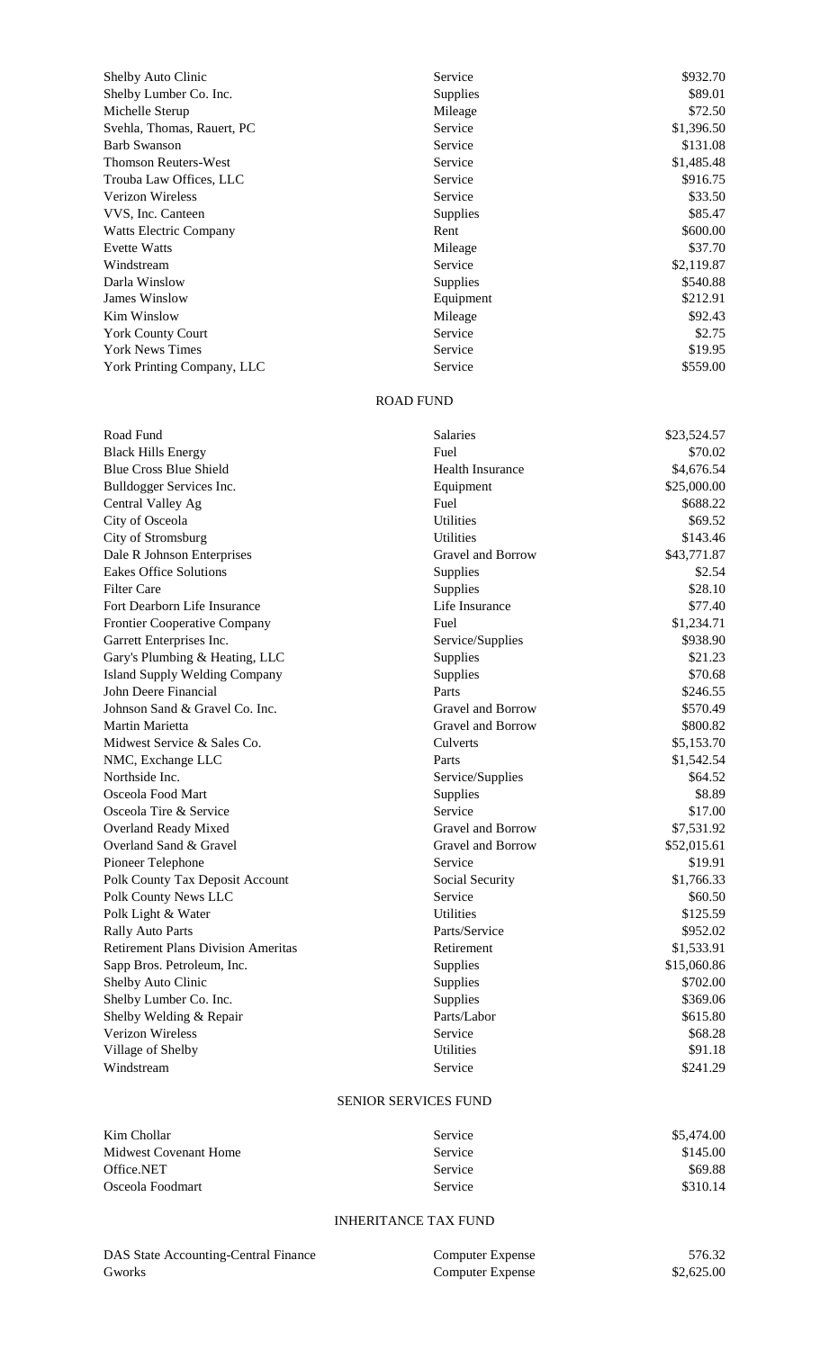| | | |
|---|---|---|
| Shelby Auto Clinic | Service | $932.70 |
| Shelby Lumber Co. Inc. | Supplies | $89.01 |
| Michelle Sterup | Mileage | $72.50 |
| Svehla, Thomas, Rauert, PC | Service | $1,396.50 |
| Barb Swanson | Service | $131.08 |
| Thomson Reuters-West | Service | $1,485.48 |
| Trouba Law Offices, LLC | Service | $916.75 |
| Verizon Wireless | Service | $33.50 |
| VVS, Inc. Canteen | Supplies | $85.47 |
| Watts Electric Company | Rent | $600.00 |
| Evette Watts | Mileage | $37.70 |
| Windstream | Service | $2,119.87 |
| Darla Winslow | Supplies | $540.88 |
| James Winslow | Equipment | $212.91 |
| Kim Winslow | Mileage | $92.43 |
| York County Court | Service | $2.75 |
| York News Times | Service | $19.95 |
| York Printing Company, LLC | Service | $559.00 |

## ROAD FUND

| | | |
|---|---|---|
| Road Fund | Salaries | $23,524.57 |
| Black Hills Energy | Fuel | $70.02 |
| Blue Cross Blue Shield | Health Insurance | $4,676.54 |
| Bulldogger Services Inc. | Equipment | $25,000.00 |
| Central Valley Ag | Fuel | $688.22 |
| City of Osceola | Utilities | $69.52 |
| City of Stromsburg | Utilities | $143.46 |
| Dale R Johnson Enterprises | Gravel and Borrow | $43,771.87 |
| Eakes Office Solutions | Supplies | $2.54 |
| Filter Care | Supplies | $28.10 |
| Fort Dearborn Life Insurance | Life Insurance | $77.40 |
| Frontier Cooperative Company | Fuel | $1,234.71 |
| Garrett Enterprises Inc. | Service/Supplies | $938.90 |
| Gary's Plumbing & Heating, LLC | Supplies | $21.23 |
| Island Supply Welding Company | Supplies | $70.68 |
| John Deere Financial | Parts | $246.55 |
| Johnson Sand & Gravel Co. Inc. | Gravel and Borrow | $570.49 |
| Martin Marietta | Gravel and Borrow | $800.82 |
| Midwest Service & Sales Co. | Culverts | $5,153.70 |
| NMC, Exchange LLC | Parts | $1,542.54 |
| Northside Inc. | Service/Supplies | $64.52 |
| Osceola Food Mart | Supplies | $8.89 |
| Osceola Tire & Service | Service | $17.00 |
| Overland Ready Mixed | Gravel and Borrow | $7,531.92 |
| Overland Sand & Gravel | Gravel and Borrow | $52,015.61 |
| Pioneer Telephone | Service | $19.91 |
| Polk County Tax Deposit Account | Social Security | $1,766.33 |
| Polk County News LLC | Service | $60.50 |
| Polk Light & Water | Utilities | $125.59 |
| Rally Auto Parts | Parts/Service | $952.02 |
| Retirement Plans Division Ameritas | Retirement | $1,533.91 |
| Sapp Bros. Petroleum, Inc. | Supplies | $15,060.86 |
| Shelby Auto Clinic | Supplies | $702.00 |
| Shelby Lumber Co. Inc. | Supplies | $369.06 |
| Shelby Welding & Repair | Parts/Labor | $615.80 |
| Verizon Wireless | Service | $68.28 |
| Village of Shelby | Utilities | $91.18 |
| Windstream | Service | $241.29 |

## SENIOR SERVICES FUND

| | | |
|---|---|---|
| Kim Chollar | Service | $5,474.00 |
| Midwest Covenant Home | Service | $145.00 |
| Office.NET | Service | $69.88 |
| Osceola Foodmart | Service | $310.14 |

## INHERITANCE TAX FUND

| | | |
|---|---|---|
| DAS State Accounting-Central Finance | Computer Expense | 576.32 |
| Gworks | Computer Expense | $2,625.00 |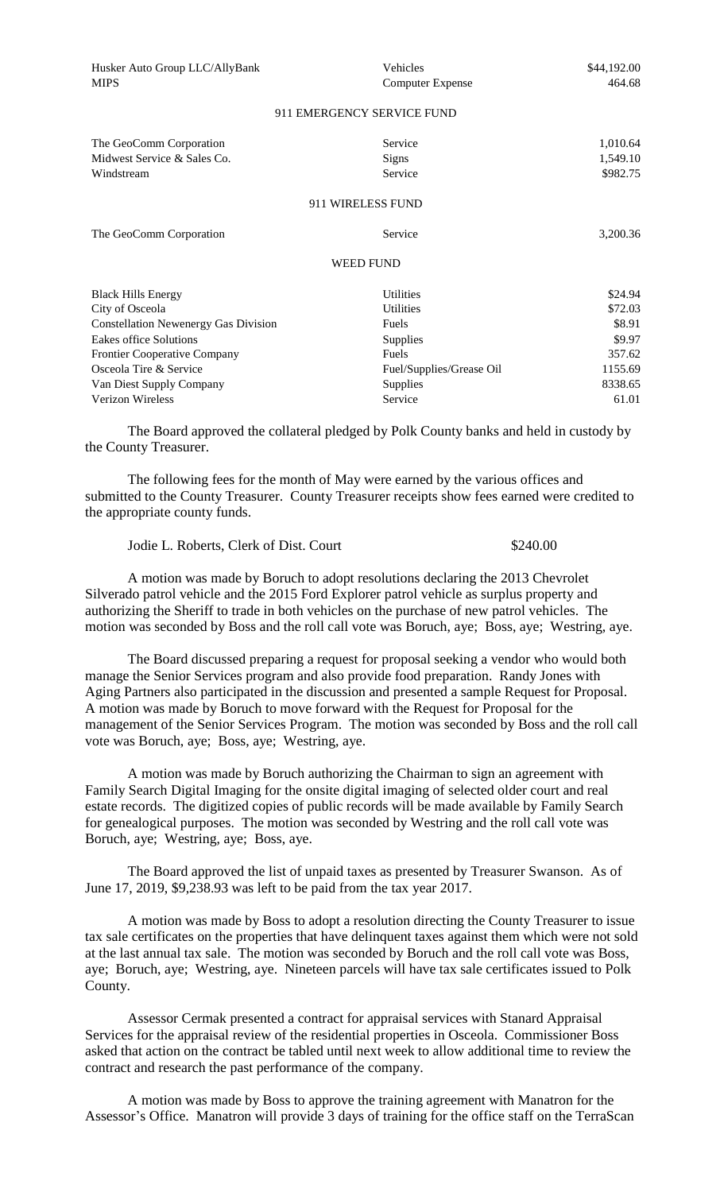| | | |
|---|---|---|
| Husker Auto Group LLC/AllyBank | Vehicles | \$44,192.00 |
| MIPS | Computer Expense | 464.68 |

911 EMERGENCY SERVICE FUND

| | | |
|---|---|---|
| The GeoComm Corporation | Service | 1,010.64 |
| Midwest Service & Sales Co. | Signs | 1,549.10 |
| Windstream | Service | \$982.75 |

911 WIRELESS FUND

| | | |
|---|---|---|
| The GeoComm Corporation | Service | 3,200.36 |

WEED FUND

| | | |
|---|---|---|
| Black Hills Energy | Utilities | \$24.94 |
| City of Osceola | Utilities | \$72.03 |
| Constellation Newenergy Gas Division | Fuels | \$8.91 |
| Eakes office Solutions | Supplies | \$9.97 |
| Frontier Cooperative Company | Fuels | 357.62 |
| Osceola Tire & Service | Fuel/Supplies/Grease Oil | 1155.69 |
| Van Diest Supply Company | Supplies | 8338.65 |
| Verizon Wireless | Service | 61.01 |

The Board approved the collateral pledged by Polk County banks and held in custody by the County Treasurer.

The following fees for the month of May were earned by the various offices and submitted to the County Treasurer. County Treasurer receipts show fees earned were credited to the appropriate county funds.

Jodie L. Roberts, Clerk of Dist. Court \$240.00

A motion was made by Boruch to adopt resolutions declaring the 2013 Chevrolet Silverado patrol vehicle and the 2015 Ford Explorer patrol vehicle as surplus property and authorizing the Sheriff to trade in both vehicles on the purchase of new patrol vehicles. The motion was seconded by Boss and the roll call vote was Boruch, aye; Boss, aye; Westring, aye.

The Board discussed preparing a request for proposal seeking a vendor who would both manage the Senior Services program and also provide food preparation. Randy Jones with Aging Partners also participated in the discussion and presented a sample Request for Proposal. A motion was made by Boruch to move forward with the Request for Proposal for the management of the Senior Services Program. The motion was seconded by Boss and the roll call vote was Boruch, aye; Boss, aye; Westring, aye.

A motion was made by Boruch authorizing the Chairman to sign an agreement with Family Search Digital Imaging for the onsite digital imaging of selected older court and real estate records. The digitized copies of public records will be made available by Family Search for genealogical purposes. The motion was seconded by Westring and the roll call vote was Boruch, aye; Westring, aye; Boss, aye.

The Board approved the list of unpaid taxes as presented by Treasurer Swanson. As of June 17, 2019, \$9,238.93 was left to be paid from the tax year 2017.

A motion was made by Boss to adopt a resolution directing the County Treasurer to issue tax sale certificates on the properties that have delinquent taxes against them which were not sold at the last annual tax sale. The motion was seconded by Boruch and the roll call vote was Boss, aye; Boruch, aye; Westring, aye. Nineteen parcels will have tax sale certificates issued to Polk County.

Assessor Cermak presented a contract for appraisal services with Stanard Appraisal Services for the appraisal review of the residential properties in Osceola. Commissioner Boss asked that action on the contract be tabled until next week to allow additional time to review the contract and research the past performance of the company.

A motion was made by Boss to approve the training agreement with Manatron for the Assessor's Office. Manatron will provide 3 days of training for the office staff on the TerraScan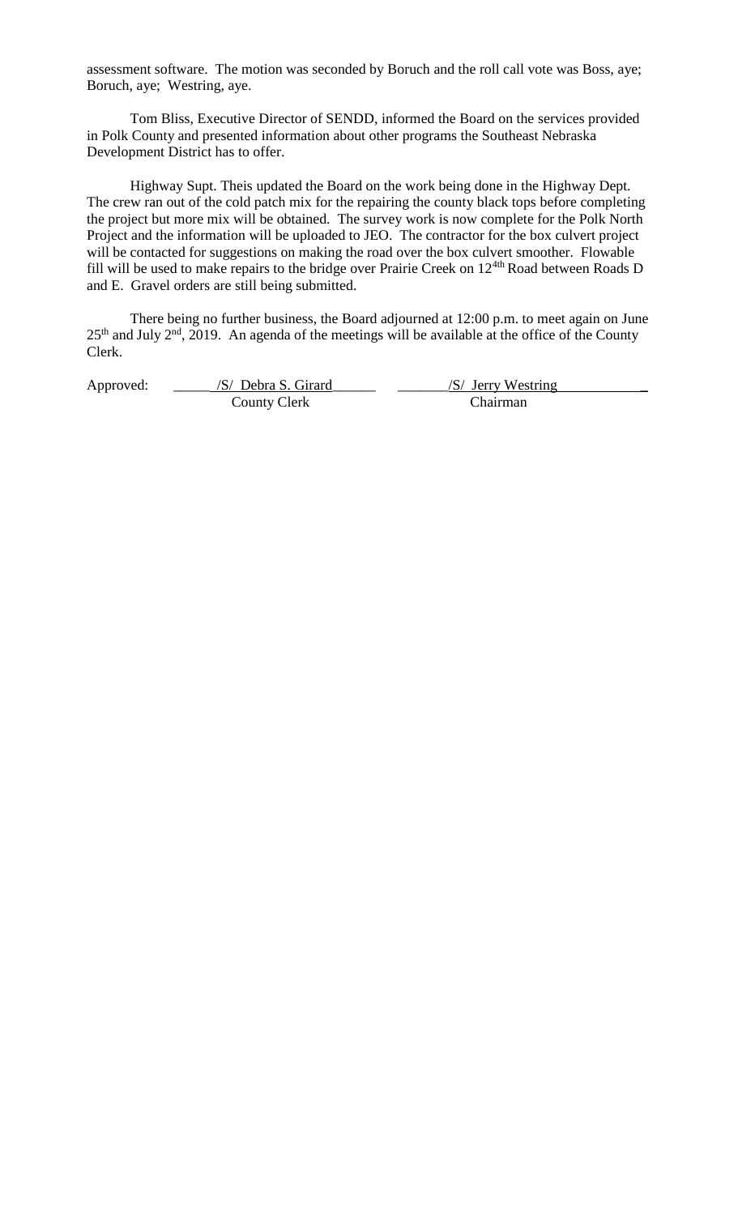assessment software. The motion was seconded by Boruch and the roll call vote was Boss, aye; Boruch, aye; Westring, aye.

Tom Bliss, Executive Director of SENDD, informed the Board on the services provided in Polk County and presented information about other programs the Southeast Nebraska Development District has to offer.

Highway Supt. Theis updated the Board on the work being done in the Highway Dept. The crew ran out of the cold patch mix for the repairing the county black tops before completing the project but more mix will be obtained. The survey work is now complete for the Polk North Project and the information will be uploaded to JEO. The contractor for the box culvert project will be contacted for suggestions on making the road over the box culvert smoother. Flowable fill will be used to make repairs to the bridge over Prairie Creek on 12th Road between Roads D and E. Gravel orders are still being submitted.

There being no further business, the Board adjourned at 12:00 p.m. to meet again on June 25th and July 2nd, 2019. An agenda of the meetings will be available at the office of the County Clerk.

| | | |
|---|---|---|
| Approved: | /S/ Debra S. Girard | /S/ Jerry Westring |
| | County Clerk | Chairman |